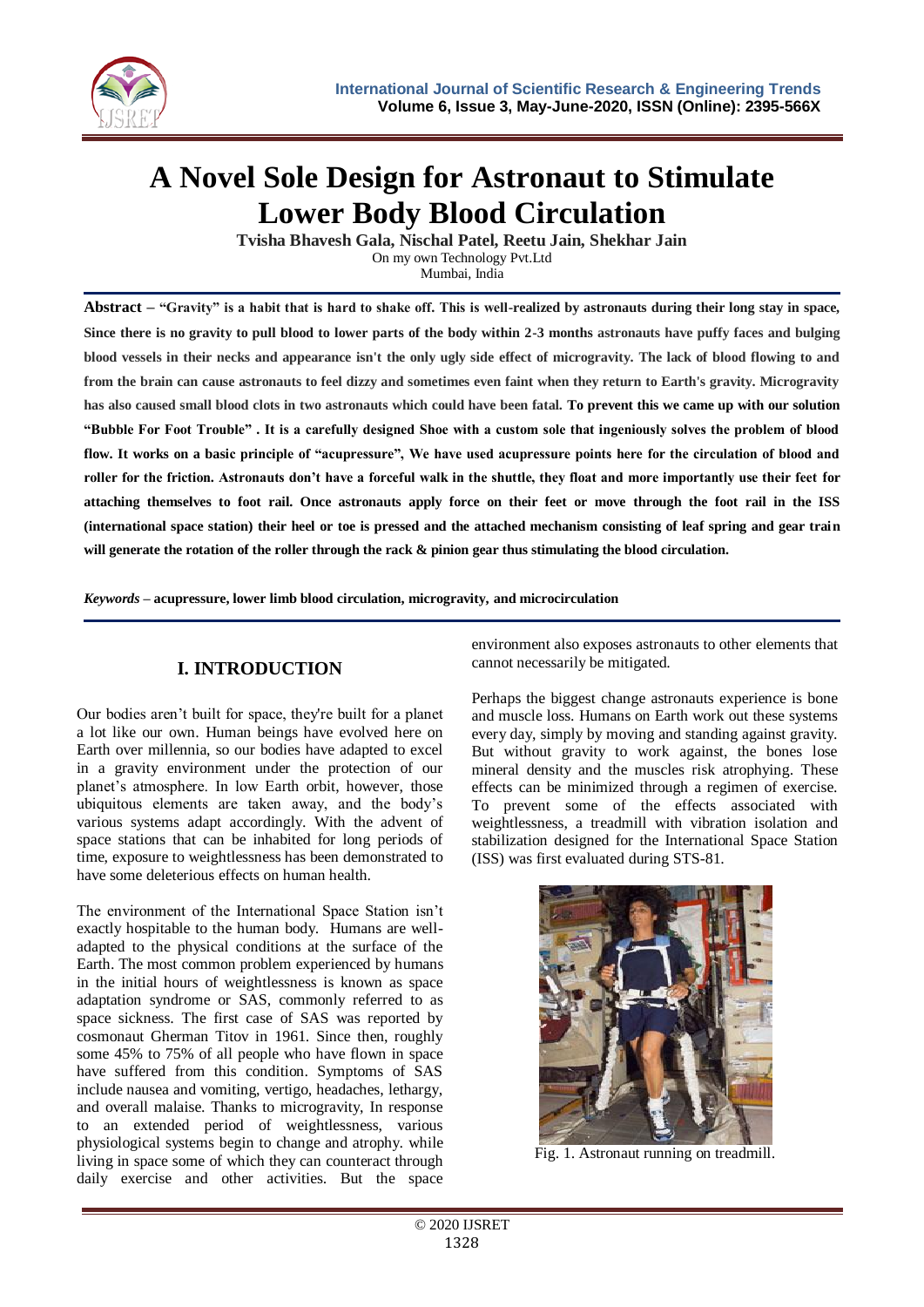# A Novel Sole Design for Astronaut to Stimulate Lower Body Blood Circulation

**Tvisha Bhavesh Gala, Nischal Patel, Reetu Jain, Shekhar Jain**
On my own Technology Pvt.Ltd
Mumbai, India

**Abstract – "Gravity" is a habit that is hard to shake off. This is well-realized by astronauts during their long stay in space, Since there is no gravity to pull blood to lower parts of the body within 2-3 months astronauts have puffy faces and bulging blood vessels in their necks and appearance isn't the only ugly side effect of microgravity. The lack of blood flowing to and from the brain can cause astronauts to feel dizzy and sometimes even faint when they return to Earth's gravity. Microgravity has also caused small blood clots in two astronauts which could have been fatal. To prevent this we came up with our solution "Bubble For Foot Trouble" . It is a carefully designed Shoe with a custom sole that ingeniously solves the problem of blood flow. It works on a basic principle of "acupressure", We have used acupressure points here for the circulation of blood and roller for the friction. Astronauts don't have a forceful walk in the shuttle, they float and more importantly use their feet for attaching themselves to foot rail. Once astronauts apply force on their feet or move through the foot rail in the ISS (international space station) their heel or toe is pressed and the attached mechanism consisting of leaf spring and gear train will generate the rotation of the roller through the rack & pinion gear thus stimulating the blood circulation.**

***Keywords* – acupressure, lower limb blood circulation, microgravity, and microcirculation**

## I. INTRODUCTION

Our bodies aren't built for space, they're built for a planet a lot like our own. Human beings have evolved here on Earth over millennia, so our bodies have adapted to excel in a gravity environment under the protection of our planet's atmosphere. In low Earth orbit, however, those ubiquitous elements are taken away, and the body's various systems adapt accordingly. With the advent of space stations that can be inhabited for long periods of time, exposure to weightlessness has been demonstrated to have some deleterious effects on human health.

The environment of the International Space Station isn't exactly hospitable to the human body. Humans are well-adapted to the physical conditions at the surface of the Earth. The most common problem experienced by humans in the initial hours of weightlessness is known as space adaptation syndrome or SAS, commonly referred to as space sickness. The first case of SAS was reported by cosmonaut Gherman Titov in 1961. Since then, roughly some 45% to 75% of all people who have flown in space have suffered from this condition. Symptoms of SAS include nausea and vomiting, vertigo, headaches, lethargy, and overall malaise. Thanks to microgravity, In response to an extended period of weightlessness, various physiological systems begin to change and atrophy. while living in space some of which they can counteract through daily exercise and other activities. But the space environment also exposes astronauts to other elements that cannot necessarily be mitigated.

Perhaps the biggest change astronauts experience is bone and muscle loss. Humans on Earth work out these systems every day, simply by moving and standing against gravity. But without gravity to work against, the bones lose mineral density and the muscles risk atrophying. These effects can be minimized through a regimen of exercise. To prevent some of the effects associated with weightlessness, a treadmill with vibration isolation and stabilization designed for the International Space Station (ISS) was first evaluated during STS-81.

Fig. 1. Astronaut running on treadmill.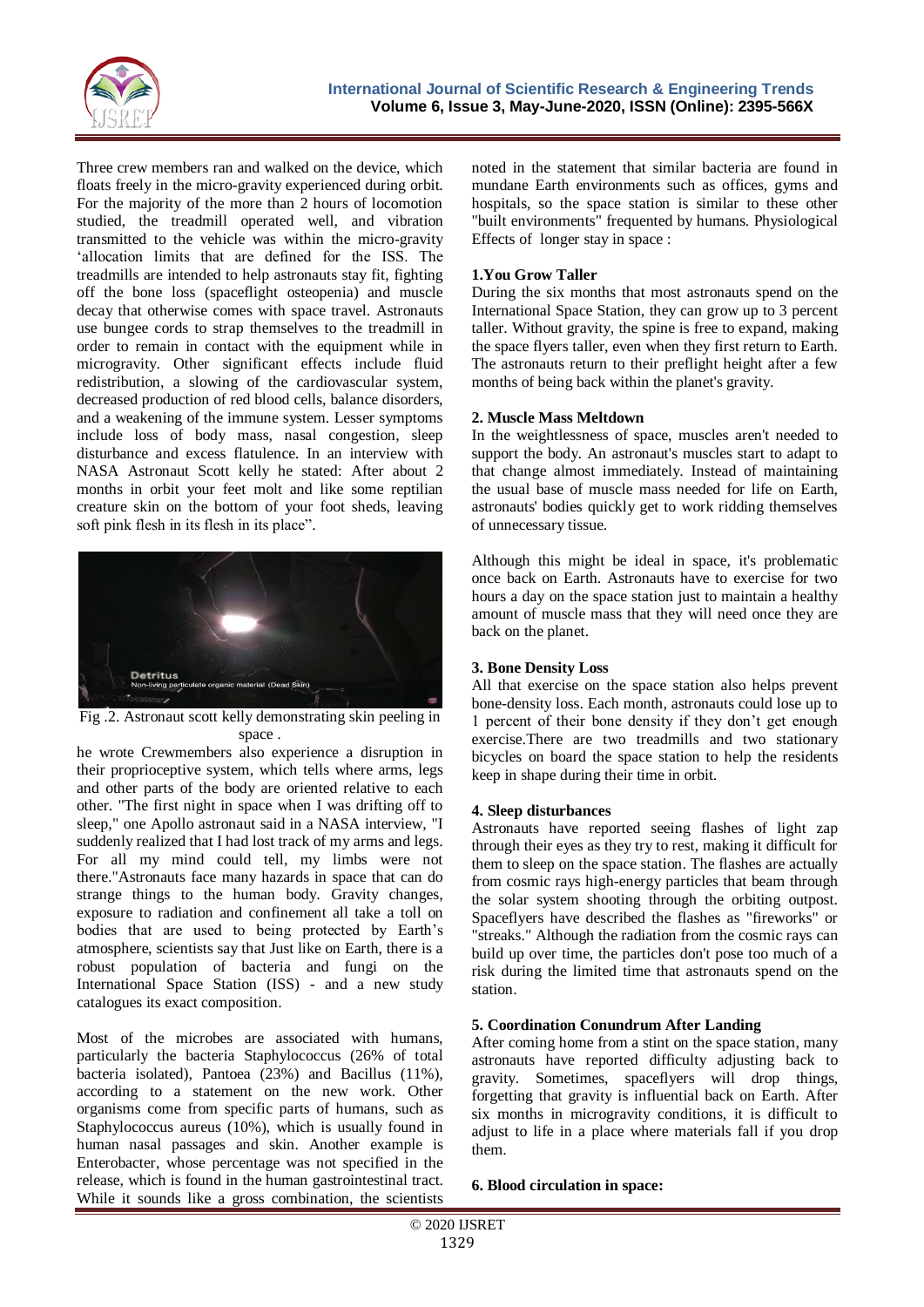Three crew members ran and walked on the device, which floats freely in the micro-gravity experienced during orbit. For the majority of the more than 2 hours of locomotion studied, the treadmill operated well, and vibration transmitted to the vehicle was within the micro-gravity 'allocation limits that are defined for the ISS. The treadmills are intended to help astronauts stay fit, fighting off the bone loss (spaceflight osteopenia) and muscle decay that otherwise comes with space travel. Astronauts use bungee cords to strap themselves to the treadmill in order to remain in contact with the equipment while in microgravity. Other significant effects include fluid redistribution, a slowing of the cardiovascular system, decreased production of red blood cells, balance disorders, and a weakening of the immune system. Lesser symptoms include loss of body mass, nasal congestion, sleep disturbance and excess flatulence. In an interview with NASA Astronaut Scott kelly he stated: After about 2 months in orbit your feet molt and like some reptilian creature skin on the bottom of your foot sheds, leaving soft pink flesh in its flesh in its place".

Fig .2. Astronaut scott kelly demonstrating skin peeling in space .

he wrote Crewmembers also experience a disruption in their proprioceptive system, which tells where arms, legs and other parts of the body are oriented relative to each other. "The first night in space when I was drifting off to sleep," one Apollo astronaut said in a NASA interview, "I suddenly realized that I had lost track of my arms and legs. For all my mind could tell, my limbs were not there."Astronauts face many hazards in space that can do strange things to the human body. Gravity changes, exposure to radiation and confinement all take a toll on bodies that are used to being protected by Earth's atmosphere, scientists say that Just like on Earth, there is a robust population of bacteria and fungi on the International Space Station (ISS) - and a new study catalogues its exact composition.

Most of the microbes are associated with humans, particularly the bacteria Staphylococcus (26% of total bacteria isolated), Pantoea (23%) and Bacillus (11%), according to a statement on the new work. Other organisms come from specific parts of humans, such as Staphylococcus aureus (10%), which is usually found in human nasal passages and skin. Another example is Enterobacter, whose percentage was not specified in the release, which is found in the human gastrointestinal tract. While it sounds like a gross combination, the scientists noted in the statement that similar bacteria are found in mundane Earth environments such as offices, gyms and hospitals, so the space station is similar to these other "built environments" frequented by humans. Physiological Effects of longer stay in space :

**1.You Grow Taller**

During the six months that most astronauts spend on the International Space Station, they can grow up to 3 percent taller. Without gravity, the spine is free to expand, making the space flyers taller, even when they first return to Earth. The astronauts return to their preflight height after a few months of being back within the planet's gravity.

**2. Muscle Mass Meltdown**

In the weightlessness of space, muscles aren't needed to support the body. An astronaut's muscles start to adapt to that change almost immediately. Instead of maintaining the usual base of muscle mass needed for life on Earth, astronauts' bodies quickly get to work ridding themselves of unnecessary tissue.

Although this might be ideal in space, it's problematic once back on Earth. Astronauts have to exercise for two hours a day on the space station just to maintain a healthy amount of muscle mass that they will need once they are back on the planet.

**3. Bone Density Loss**

All that exercise on the space station also helps prevent bone-density loss. Each month, astronauts could lose up to 1 percent of their bone density if they don't get enough exercise.There are two treadmills and two stationary bicycles on board the space station to help the residents keep in shape during their time in orbit.

**4. Sleep disturbances**

Astronauts have reported seeing flashes of light zap through their eyes as they try to rest, making it difficult for them to sleep on the space station. The flashes are actually from cosmic rays high-energy particles that beam through the solar system shooting through the orbiting outpost. Spaceflyers have described the flashes as "fireworks" or "streaks." Although the radiation from the cosmic rays can build up over time, the particles don't pose too much of a risk during the limited time that astronauts spend on the station.

**5. Coordination Conundrum After Landing**

After coming home from a stint on the space station, many astronauts have reported difficulty adjusting back to gravity. Sometimes, spaceflyers will drop things, forgetting that gravity is influential back on Earth. After six months in microgravity conditions, it is difficult to adjust to life in a place where materials fall if you drop them.

**6. Blood circulation in space:**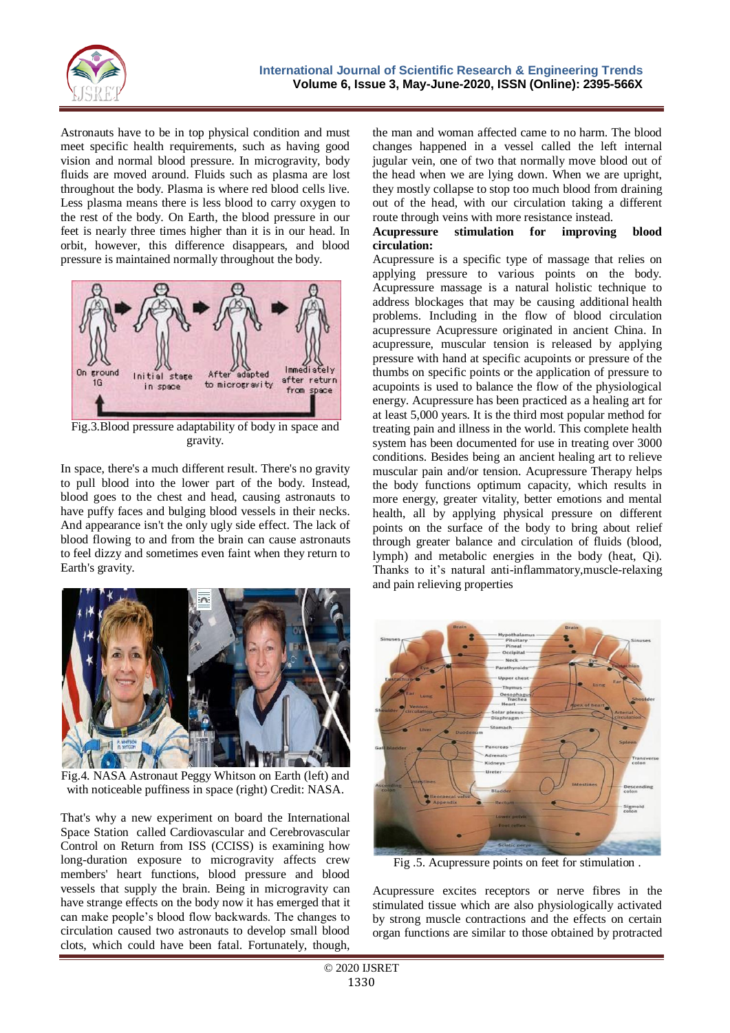Astronauts have to be in top physical condition and must meet specific health requirements, such as having good vision and normal blood pressure. In microgravity, body fluids are moved around. Fluids such as plasma are lost throughout the body. Plasma is where red blood cells live. Less plasma means there is less blood to carry oxygen to the rest of the body. On Earth, the blood pressure in our feet is nearly three times higher than it is in our head. In orbit, however, this difference disappears, and blood pressure is maintained normally throughout the body.

On ground 1G

Initial stage in space

After adapted to microgravity

Immediately after return from space

Fig.3.Blood pressure adaptability of body in space and gravity.

In space, there's a much different result. There's no gravity to pull blood into the lower part of the body. Instead, blood goes to the chest and head, causing astronauts to have puffy faces and bulging blood vessels in their necks. And appearance isn't the only ugly side effect. The lack of blood flowing to and from the brain can cause astronauts to feel dizzy and sometimes even faint when they return to Earth's gravity.

Fig.4. NASA Astronaut Peggy Whitson on Earth (left) and with noticeable puffiness in space (right) Credit: NASA.

That's why a new experiment on board the International Space Station called Cardiovascular and Cerebrovascular Control on Return from ISS (CCISS) is examining how long-duration exposure to microgravity affects crew members' heart functions, blood pressure and blood vessels that supply the brain. Being in microgravity can have strange effects on the body now it has emerged that it can make people's blood flow backwards. The changes to circulation caused two astronauts to develop small blood clots, which could have been fatal. Fortunately, though, the man and woman affected came to no harm. The blood changes happened in a vessel called the left internal jugular vein, one of two that normally move blood out of the head when we are lying down. When we are upright, they mostly collapse to stop too much blood from draining out of the head, with our circulation taking a different route through veins with more resistance instead.

**Acupressure stimulation for improving blood circulation:**

Acupressure is a specific type of massage that relies on applying pressure to various points on the body. Acupressure massage is a natural holistic technique to address blockages that may be causing additional health problems. Including in the flow of blood circulation acupressure Acupressure originated in ancient China. In acupressure, muscular tension is released by applying pressure with hand at specific acupoints or pressure of the thumbs on specific points or the application of pressure to acupoints is used to balance the flow of the physiological energy. Acupressure has been practiced as a healing art for at least 5,000 years. It is the third most popular method for treating pain and illness in the world. This complete health system has been documented for use in treating over 3000 conditions. Besides being an ancient healing art to relieve muscular pain and/or tension. Acupressure Therapy helps the body functions optimum capacity, which results in more energy, greater vitality, better emotions and mental health, all by applying physical pressure on different points on the surface of the body to bring about relief through greater balance and circulation of fluids (blood, lymph) and metabolic energies in the body (heat, Qi). Thanks to it's natural anti-inflammatory,muscle-relaxing and pain relieving properties

Fig .5. Acupressure points on feet for stimulation .

Acupressure excites receptors or nerve fibres in the stimulated tissue which are also physiologically activated by strong muscle contractions and the effects on certain organ functions are similar to those obtained by protracted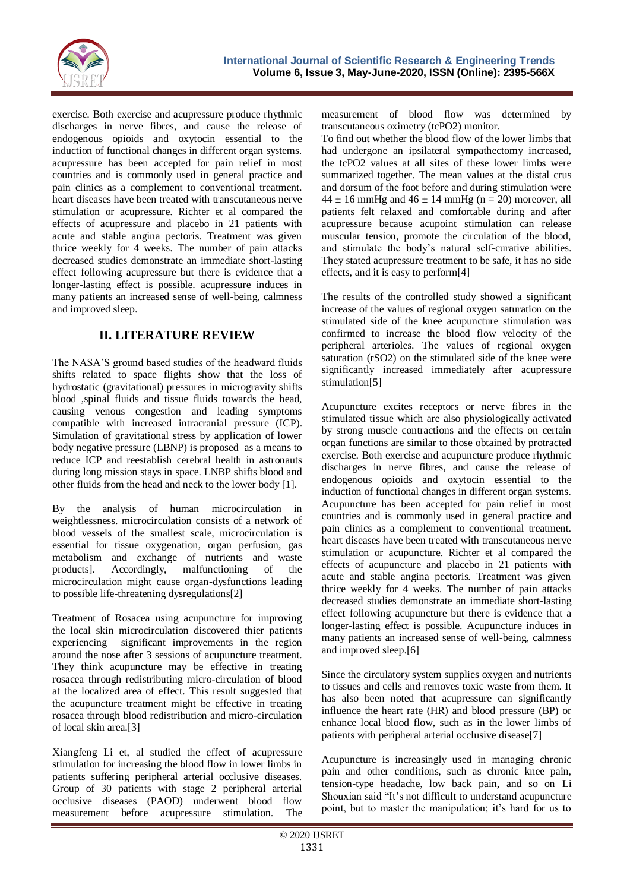exercise. Both exercise and acupressure produce rhythmic discharges in nerve fibres, and cause the release of endogenous opioids and oxytocin essential to the induction of functional changes in different organ systems. acupressure has been accepted for pain relief in most countries and is commonly used in general practice and pain clinics as a complement to conventional treatment. heart diseases have been treated with transcutaneous nerve stimulation or acupressure. Richter et al compared the effects of acupressure and placebo in 21 patients with acute and stable angina pectoris. Treatment was given thrice weekly for 4 weeks. The number of pain attacks decreased studies demonstrate an immediate short-lasting effect following acupressure but there is evidence that a longer-lasting effect is possible. acupressure induces in many patients an increased sense of well-being, calmness and improved sleep.

## II. LITERATURE REVIEW

The NASA'S ground based studies of the headward fluids shifts related to space flights show that the loss of hydrostatic (gravitational) pressures in microgravity shifts blood ,spinal fluids and tissue fluids towards the head, causing venous congestion and leading symptoms compatible with increased intracranial pressure (ICP). Simulation of gravitational stress by application of lower body negative pressure (LBNP) is proposed as a means to reduce ICP and reestablish cerebral health in astronauts during long mission stays in space. LNBP shifts blood and other fluids from the head and neck to the lower body [1].

By the analysis of human microcirculation in weightlessness. microcirculation consists of a network of blood vessels of the smallest scale, microcirculation is essential for tissue oxygenation, organ perfusion, gas metabolism and exchange of nutrients and waste products]. Accordingly, malfunctioning of the microcirculation might cause organ-dysfunctions leading to possible life-threatening dysregulations[2]

Treatment of Rosacea using acupuncture for improving the local skin microcirculation discovered thier patients experiencing significant improvements in the region around the nose after 3 sessions of acupuncture treatment. They think acupuncture may be effective in treating rosacea through redistributing micro-circulation of blood at the localized area of effect. This result suggested that the acupuncture treatment might be effective in treating rosacea through blood redistribution and micro-circulation of local skin area.[3]

Xiangfeng Li et, al studied the effect of acupressure stimulation for increasing the blood flow in lower limbs in patients suffering peripheral arterial occlusive diseases. Group of 30 patients with stage 2 peripheral arterial occlusive diseases (PAOD) underwent blood flow measurement before acupressure stimulation. The measurement of blood flow was determined by transcutaneous oximetry (tcPO2) monitor.

To find out whether the blood flow of the lower limbs that had undergone an ipsilateral sympathectomy increased, the tcPO2 values at all sites of these lower limbs were summarized together. The mean values at the distal crus and dorsum of the foot before and during stimulation were $44 \pm 16$ mmHg and $46 \pm 14$ mmHg ($n = 20$) moreover, all patients felt relaxed and comfortable during and after acupressure because acupoint stimulation can release muscular tension, promote the circulation of the blood, and stimulate the body's natural self-curative abilities. They stated acupressure treatment to be safe, it has no side effects, and it is easy to perform[4]

The results of the controlled study showed a significant increase of the values of regional oxygen saturation on the stimulated side of the knee acupuncture stimulation was confirmed to increase the blood flow velocity of the peripheral arterioles. The values of regional oxygen saturation (rSO2) on the stimulated side of the knee were significantly increased immediately after acupressure stimulation[5]

Acupuncture excites receptors or nerve fibres in the stimulated tissue which are also physiologically activated by strong muscle contractions and the effects on certain organ functions are similar to those obtained by protracted exercise. Both exercise and acupuncture produce rhythmic discharges in nerve fibres, and cause the release of endogenous opioids and oxytocin essential to the induction of functional changes in different organ systems. Acupuncture has been accepted for pain relief in most countries and is commonly used in general practice and pain clinics as a complement to conventional treatment. heart diseases have been treated with transcutaneous nerve stimulation or acupuncture. Richter et al compared the effects of acupuncture and placebo in 21 patients with acute and stable angina pectoris. Treatment was given thrice weekly for 4 weeks. The number of pain attacks decreased studies demonstrate an immediate short-lasting effect following acupuncture but there is evidence that a longer-lasting effect is possible. Acupuncture induces in many patients an increased sense of well-being, calmness and improved sleep.[6]

Since the circulatory system supplies oxygen and nutrients to tissues and cells and removes toxic waste from them. It has also been noted that acupressure can significantly influence the heart rate (HR) and blood pressure (BP) or enhance local blood flow, such as in the lower limbs of patients with peripheral arterial occlusive disease[7]

Acupuncture is increasingly used in managing chronic pain and other conditions, such as chronic knee pain, tension-type headache, low back pain, and so on Li Shouxian said "It's not difficult to understand acupuncture point, but to master the manipulation; it's hard for us to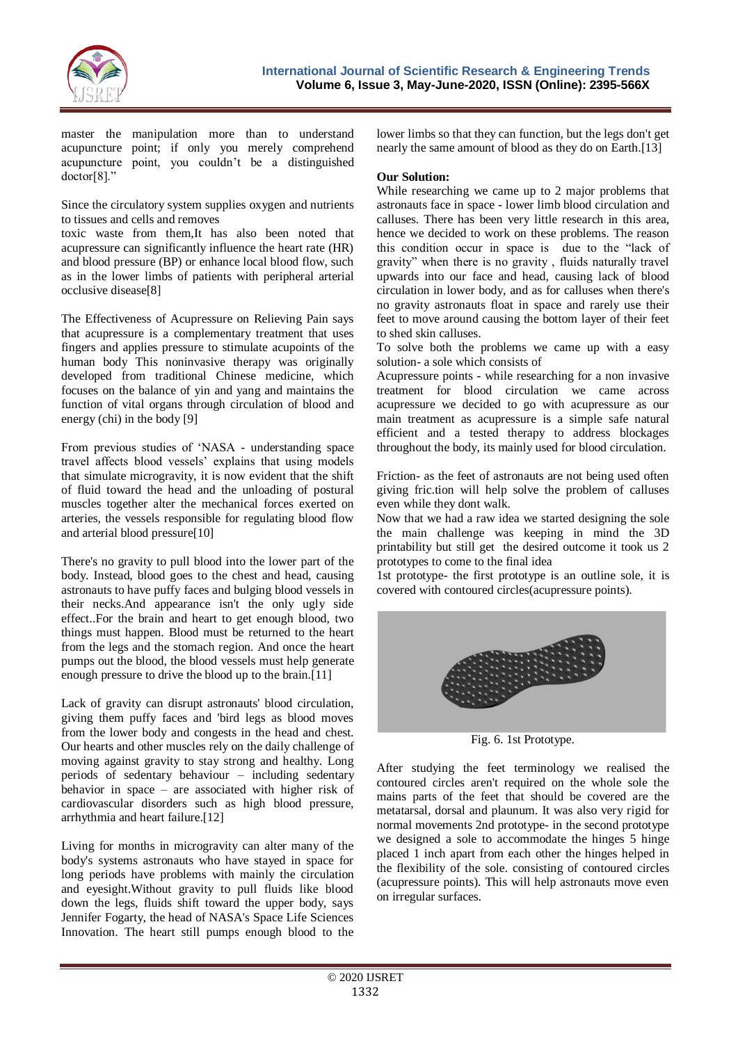master the manipulation more than to understand acupuncture point; if only you merely comprehend acupuncture point, you couldn't be a distinguished doctor[8]."

Since the circulatory system supplies oxygen and nutrients to tissues and cells and removes
toxic waste from them,It has also been noted that acupressure can significantly influence the heart rate (HR) and blood pressure (BP) or enhance local blood flow, such as in the lower limbs of patients with peripheral arterial occlusive disease[8]

The Effectiveness of Acupressure on Relieving Pain says that acupressure is a complementary treatment that uses fingers and applies pressure to stimulate acupoints of the human body This noninvasive therapy was originally developed from traditional Chinese medicine, which focuses on the balance of yin and yang and maintains the function of vital organs through circulation of blood and energy (chi) in the body [9]

From previous studies of 'NASA - understanding space travel affects blood vessels' explains that using models that simulate microgravity, it is now evident that the shift of fluid toward the head and the unloading of postural muscles together alter the mechanical forces exerted on arteries, the vessels responsible for regulating blood flow and arterial blood pressure[10]

There's no gravity to pull blood into the lower part of the body. Instead, blood goes to the chest and head, causing astronauts to have puffy faces and bulging blood vessels in their necks.And appearance isn't the only ugly side effect..For the brain and heart to get enough blood, two things must happen. Blood must be returned to the heart from the legs and the stomach region. And once the heart pumps out the blood, the blood vessels must help generate enough pressure to drive the blood up to the brain.[11]

Lack of gravity can disrupt astronauts' blood circulation, giving them puffy faces and 'bird legs as blood moves from the lower body and congests in the head and chest. Our hearts and other muscles rely on the daily challenge of moving against gravity to stay strong and healthy. Long periods of sedentary behaviour – including sedentary behavior in space – are associated with higher risk of cardiovascular disorders such as high blood pressure, arrhythmia and heart failure.[12]

Living for months in microgravity can alter many of the body's systems astronauts who have stayed in space for long periods have problems with mainly the circulation and eyesight.Without gravity to pull fluids like blood down the legs, fluids shift toward the upper body, says Jennifer Fogarty, the head of NASA's Space Life Sciences Innovation. The heart still pumps enough blood to the lower limbs so that they can function, but the legs don't get nearly the same amount of blood as they do on Earth.[13]

**Our Solution:**

While researching we came up to 2 major problems that astronauts face in space - lower limb blood circulation and calluses. There has been very little research in this area, hence we decided to work on these problems. The reason this condition occur in space is due to the "lack of gravity" when there is no gravity , fluids naturally travel upwards into our face and head, causing lack of blood circulation in lower body, and as for calluses when there's no gravity astronauts float in space and rarely use their feet to move around causing the bottom layer of their feet to shed skin calluses.

To solve both the problems we came up with a easy solution- a sole which consists of

Acupressure points - while researching for a non invasive treatment for blood circulation we came across acupressure we decided to go with acupressure as our main treatment as acupressure is a simple safe natural efficient and a tested therapy to address blockages throughout the body, its mainly used for blood circulation.

Friction- as the feet of astronauts are not being used often giving fric.tion will help solve the problem of calluses even while they dont walk.

Now that we had a raw idea we started designing the sole the main challenge was keeping in mind the 3D printability but still get the desired outcome it took us 2 prototypes to come to the final idea

1st prototype- the first prototype is an outline sole, it is covered with contoured circles(acupressure points).

Fig. 6. 1st Prototype.

After studying the feet terminology we realised the contoured circles aren't required on the whole sole the mains parts of the feet that should be covered are the metatarsal, dorsal and plaunum. It was also very rigid for normal movements 2nd prototype- in the second prototype we designed a sole to accommodate the hinges 5 hinge placed 1 inch apart from each other the hinges helped in the flexibility of the sole. consisting of contoured circles (acupressure points). This will help astronauts move even on irregular surfaces.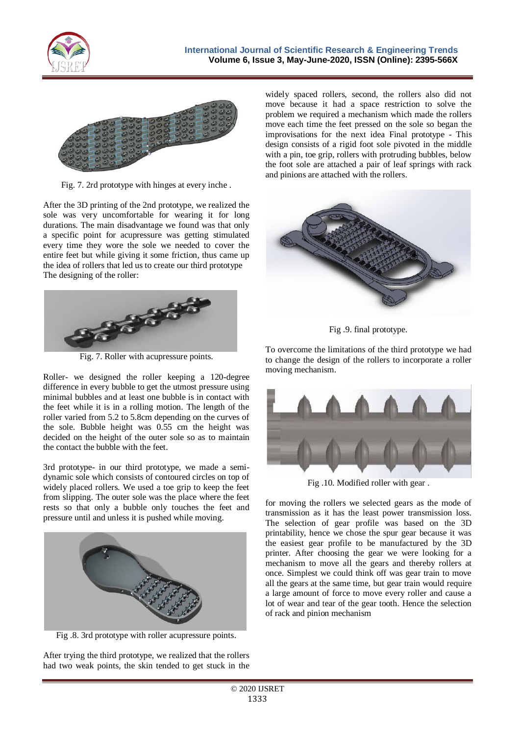Fig. 7. 2rd prototype with hinges at every inche .

After the 3D printing of the 2nd prototype, we realized the sole was very uncomfortable for wearing it for long durations. The main disadvantage we found was that only a specific point for acupressure was getting stimulated every time they wore the sole we needed to cover the entire feet but while giving it some friction, thus came up the idea of rollers that led us to create our third prototype The designing of the roller:

Fig. 7. Roller with acupressure points.

Roller- we designed the roller keeping a 120-degree difference in every bubble to get the utmost pressure using minimal bubbles and at least one bubble is in contact with the feet while it is in a rolling motion. The length of the roller varied from 5.2 to 5.8cm depending on the curves of the sole. Bubble height was 0.55 cm the height was decided on the height of the outer sole so as to maintain the contact the bubble with the feet.

3rd prototype- in our third prototype, we made a semi-dynamic sole which consists of contoured circles on top of widely placed rollers. We used a toe grip to keep the feet from slipping. The outer sole was the place where the feet rests so that only a bubble only touches the feet and pressure until and unless it is pushed while moving.

Fig .8. 3rd prototype with roller acupressure points.

After trying the third prototype, we realized that the rollers had two weak points, the skin tended to get stuck in the widely spaced rollers, second, the rollers also did not move because it had a space restriction to solve the problem we required a mechanism which made the rollers move each time the feet pressed on the sole so began the improvisations for the next idea Final prototype - This design consists of a rigid foot sole pivoted in the middle with a pin, toe grip, rollers with protruding bubbles, below the foot sole are attached a pair of leaf springs with rack and pinions are attached with the rollers.

Fig .9. final prototype.

To overcome the limitations of the third prototype we had to change the design of the rollers to incorporate a roller moving mechanism.

Fig .10. Modified roller with gear .

for moving the rollers we selected gears as the mode of transmission as it has the least power transmission loss. The selection of gear profile was based on the 3D printability, hence we chose the spur gear because it was the easiest gear profile to be manufactured by the 3D printer. After choosing the gear we were looking for a mechanism to move all the gears and thereby rollers at once. Simplest we could think off was gear train to move all the gears at the same time, but gear train would require a large amount of force to move every roller and cause a lot of wear and tear of the gear tooth. Hence the selection of rack and pinion mechanism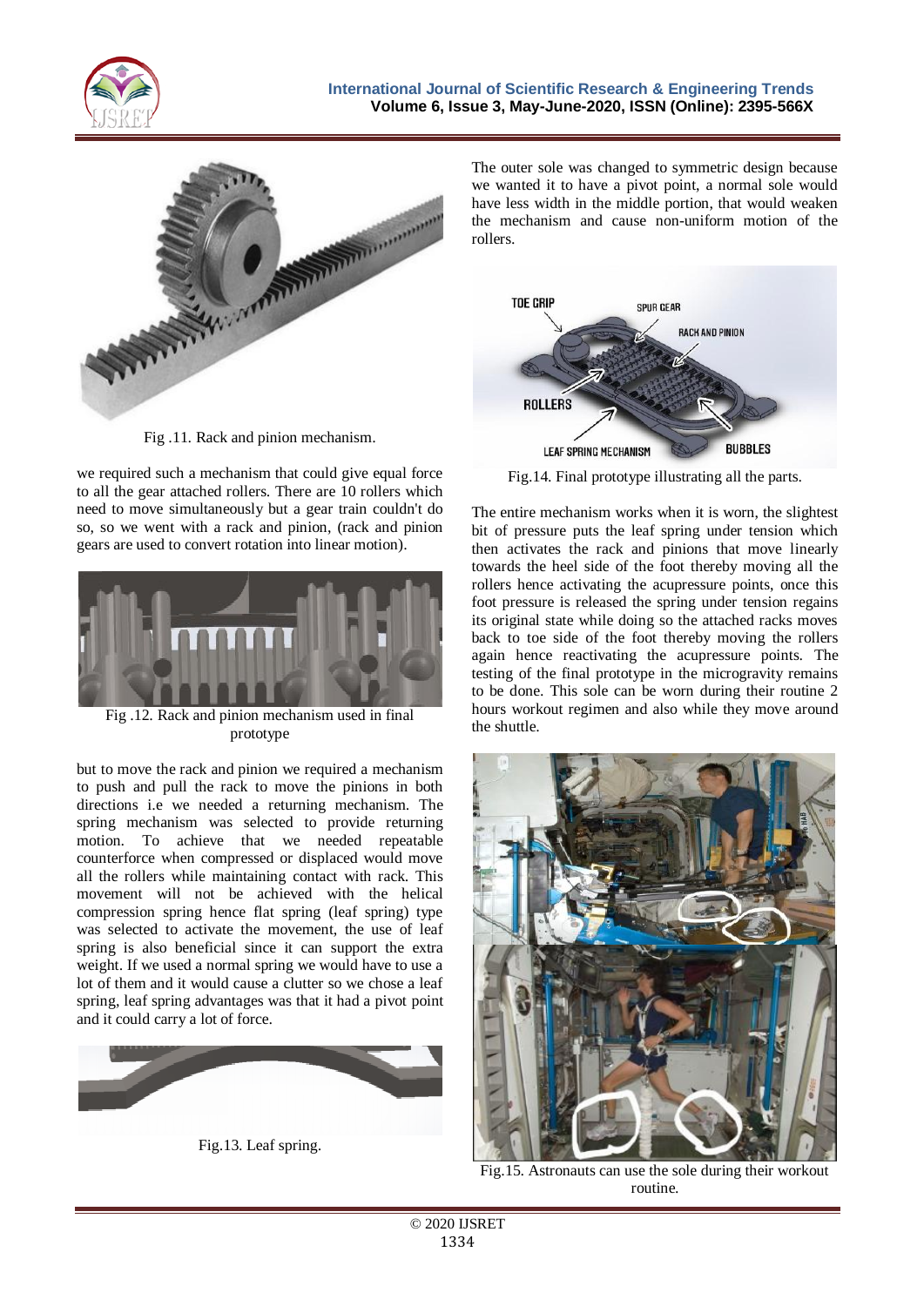Fig .11. Rack and pinion mechanism.

we required such a mechanism that could give equal force to all the gear attached rollers. There are 10 rollers which need to move simultaneously but a gear train couldn't do so, so we went with a rack and pinion, (rack and pinion gears are used to convert rotation into linear motion).

Fig .12. Rack and pinion mechanism used in final prototype

but to move the rack and pinion we required a mechanism to push and pull the rack to move the pinions in both directions i.e we needed a returning mechanism. The spring mechanism was selected to provide returning motion. To achieve that we needed repeatable counterforce when compressed or displaced would move all the rollers while maintaining contact with rack. This movement will not be achieved with the helical compression spring hence flat spring (leaf spring) type was selected to activate the movement, the use of leaf spring is also beneficial since it can support the extra weight. If we used a normal spring we would have to use a lot of them and it would cause a clutter so we chose a leaf spring, leaf spring advantages was that it had a pivot point and it could carry a lot of force.

Fig.13. Leaf spring.

The outer sole was changed to symmetric design because we wanted it to have a pivot point, a normal sole would have less width in the middle portion, that would weaken the mechanism and cause non-uniform motion of the rollers.

TOE GRIP
SPUR GEAR
RACK AND PINION
ROLLERS
LEAF SPRING MECHANISM
BUBBLES

Fig.14. Final prototype illustrating all the parts.

The entire mechanism works when it is worn, the slightest bit of pressure puts the leaf spring under tension which then activates the rack and pinions that move linearly towards the heel side of the foot thereby moving all the rollers hence activating the acupressure points, once this foot pressure is released the spring under tension regains its original state while doing so the attached racks moves back to toe side of the foot thereby moving the rollers again hence reactivating the acupressure points. The testing of the final prototype in the microgravity remains to be done. This sole can be worn during their routine 2 hours workout regimen and also while they move around the shuttle.

Fig.15. Astronauts can use the sole during their workout routine.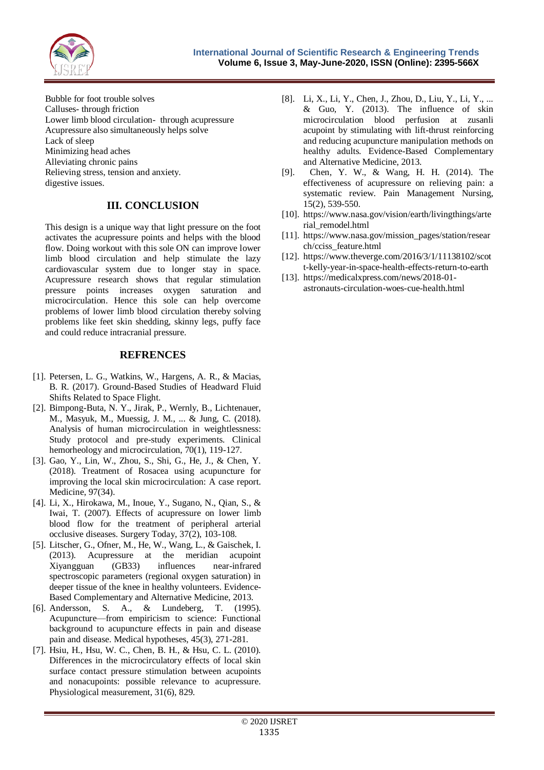Bubble for foot trouble solves
Calluses- through friction
Lower limb blood circulation- through acupressure
Acupressure also simultaneously helps solve
Lack of sleep
Minimizing head aches
Alleviating chronic pains
Relieving stress, tension and anxiety.
digestive issues.

## III. CONCLUSION

This design is a unique way that light pressure on the foot activates the acupressure points and helps with the blood flow. Doing workout with this sole ON can improve lower limb blood circulation and help stimulate the lazy cardiovascular system due to longer stay in space. Acupressure research shows that regular stimulation pressure points increases oxygen saturation and microcirculation. Hence this sole can help overcome problems of lower limb blood circulation thereby solving problems like feet skin shedding, skinny legs, puffy face and could reduce intracranial pressure.

## REFRENCES

[1]. Petersen, L. G., Watkins, W., Hargens, A. R., & Macias, B. R. (2017). Ground-Based Studies of Headward Fluid Shifts Related to Space Flight.

[2]. Bimpong-Buta, N. Y., Jirak, P., Wernly, B., Lichtenauer, M., Masyuk, M., Muessig, J. M., ... & Jung, C. (2018). Analysis of human microcirculation in weightlessness: Study protocol and pre-study experiments. Clinical hemorheology and microcirculation, 70(1), 119-127.

[3]. Gao, Y., Lin, W., Zhou, S., Shi, G., He, J., & Chen, Y. (2018). Treatment of Rosacea using acupuncture for improving the local skin microcirculation: A case report. Medicine, 97(34).

[4]. Li, X., Hirokawa, M., Inoue, Y., Sugano, N., Qian, S., & Iwai, T. (2007). Effects of acupressure on lower limb blood flow for the treatment of peripheral arterial occlusive diseases. Surgery Today, 37(2), 103-108.

[5]. Litscher, G., Ofner, M., He, W., Wang, L., & Gaischek, I. (2013). Acupressure at the meridian acupoint Xiyangguan (GB33) influences near-infrared spectroscopic parameters (regional oxygen saturation) in deeper tissue of the knee in healthy volunteers. Evidence-Based Complementary and Alternative Medicine, 2013.

[6]. Andersson, S. A., & Lundeberg, T. (1995). Acupuncture—from empiricism to science: Functional background to acupuncture effects in pain and disease pain and disease. Medical hypotheses, 45(3), 271-281.

[7]. Hsiu, H., Hsu, W. C., Chen, B. H., & Hsu, C. L. (2010). Differences in the microcirculatory effects of local skin surface contact pressure stimulation between acupoints and nonacupoints: possible relevance to acupressure. Physiological measurement, 31(6), 829.

[8]. Li, X., Li, Y., Chen, J., Zhou, D., Liu, Y., Li, Y., ... & Guo, Y. (2013). The influence of skin microcirculation blood perfusion at zusanli acupoint by stimulating with lift-thrust reinforcing and reducing acupuncture manipulation methods on healthy adults. Evidence-Based Complementary and Alternative Medicine, 2013.

[9]. Chen, Y. W., & Wang, H. H. (2014). The effectiveness of acupressure on relieving pain: a systematic review. Pain Management Nursing, 15(2), 539-550.

[10]. https://www.nasa.gov/vision/earth/livingthings/arterial_remodel.html

[11]. https://www.nasa.gov/mission_pages/station/research/cciss_feature.html

[12]. https://www.theverge.com/2016/3/1/11138102/scott-kelly-year-in-space-health-effects-return-to-earth

[13]. https://medicalxpress.com/news/2018-01-astronauts-circulation-woes-cue-health.html